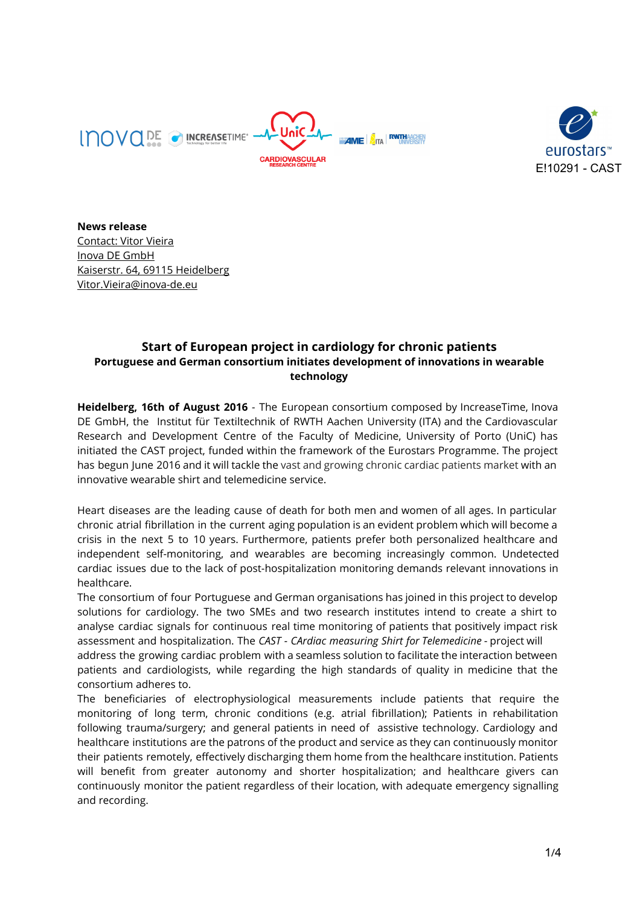E!10291 - CAST

**News release**
Contact: Vitor Vieira
Inova DE GmbH
Kaiserstr. 64, 69115 Heidelberg
Vitor.Vieira@inova-de.eu

## Start of European project in cardiology for chronic patients

### Portuguese and German consortium initiates development of innovations in wearable technology

**Heidelberg, 16th of August 2016** - The European consortium composed by IncreaseTime, Inova DE GmbH, the Institut für Textiltechnik of RWTH Aachen University (ITA) and the Cardiovascular Research and Development Centre of the Faculty of Medicine, University of Porto (UniC) has initiated the CAST project, funded within the framework of the Eurostars Programme. The project has begun June 2016 and it will tackle the vast and growing chronic cardiac patients market with an innovative wearable shirt and telemedicine service.

Heart diseases are the leading cause of death for both men and women of all ages. In particular chronic atrial fibrillation in the current aging population is an evident problem which will become a crisis in the next 5 to 10 years. Furthermore, patients prefer both personalized healthcare and independent self-monitoring, and wearables are becoming increasingly common. Undetected cardiac issues due to the lack of post-hospitalization monitoring demands relevant innovations in healthcare.

The consortium of four Portuguese and German organisations has joined in this project to develop solutions for cardiology. The two SMEs and two research institutes intend to create a shirt to analyse cardiac signals for continuous real time monitoring of patients that positively impact risk assessment and hospitalization. The *CAST - CArdiac measuring Shirt for Telemedicine* - project will address the growing cardiac problem with a seamless solution to facilitate the interaction between patients and cardiologists, while regarding the high standards of quality in medicine that the consortium adheres to.

The beneficiaries of electrophysiological measurements include patients that require the monitoring of long term, chronic conditions (e.g. atrial fibrillation); Patients in rehabilitation following trauma/surgery; and general patients in need of assistive technology. Cardiology and healthcare institutions are the patrons of the product and service as they can continuously monitor their patients remotely, effectively discharging them home from the healthcare institution. Patients will benefit from greater autonomy and shorter hospitalization; and healthcare givers can continuously monitor the patient regardless of their location, with adequate emergency signalling and recording.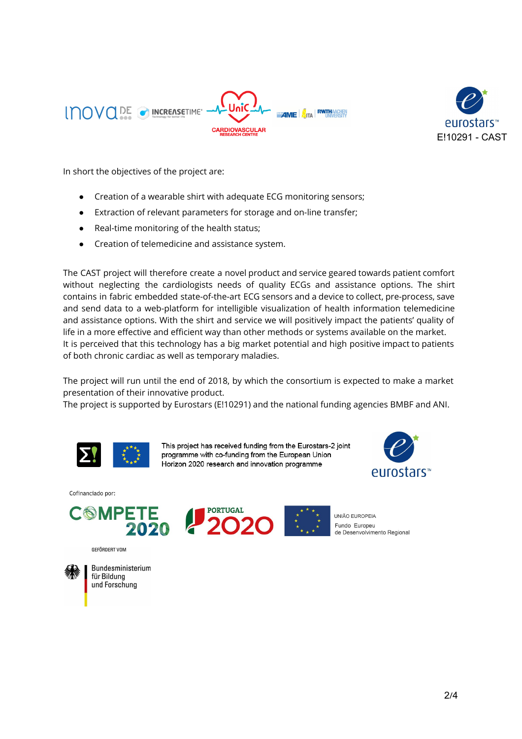In short the objectives of the project are:

- Creation of a wearable shirt with adequate ECG monitoring sensors;
- Extraction of relevant parameters for storage and on-line transfer;
- Real-time monitoring of the health status;
- Creation of telemedicine and assistance system.

The CAST project will therefore create a novel product and service geared towards patient comfort without neglecting the cardiologists needs of quality ECGs and assistance options. The shirt contains in fabric embedded state-of-the-art ECG sensors and a device to collect, pre-process, save and send data to a web-platform for intelligible visualization of health information telemedicine and assistance options. With the shirt and service we will positively impact the patients' quality of life in a more effective and efficient way than other methods or systems available on the market. It is perceived that this technology has a big market potential and high positive impact to patients of both chronic cardiac as well as temporary maladies.

The project will run until the end of 2018, by which the consortium is expected to make a market presentation of their innovative product.
The project is supported by Eurostars (E!10291) and the national funding agencies BMBF and ANI.

This project has received funding from the Eurostars-2 joint programme with co-funding from the European Union Horizon 2020 research and innovation programme

Cofinanciado por:

UNIÃO EUROPEIA
Fundo Europeu de Desenvolvimento Regional

GEFÖRDERT VOM

Bundesministerium für Bildung und Forschung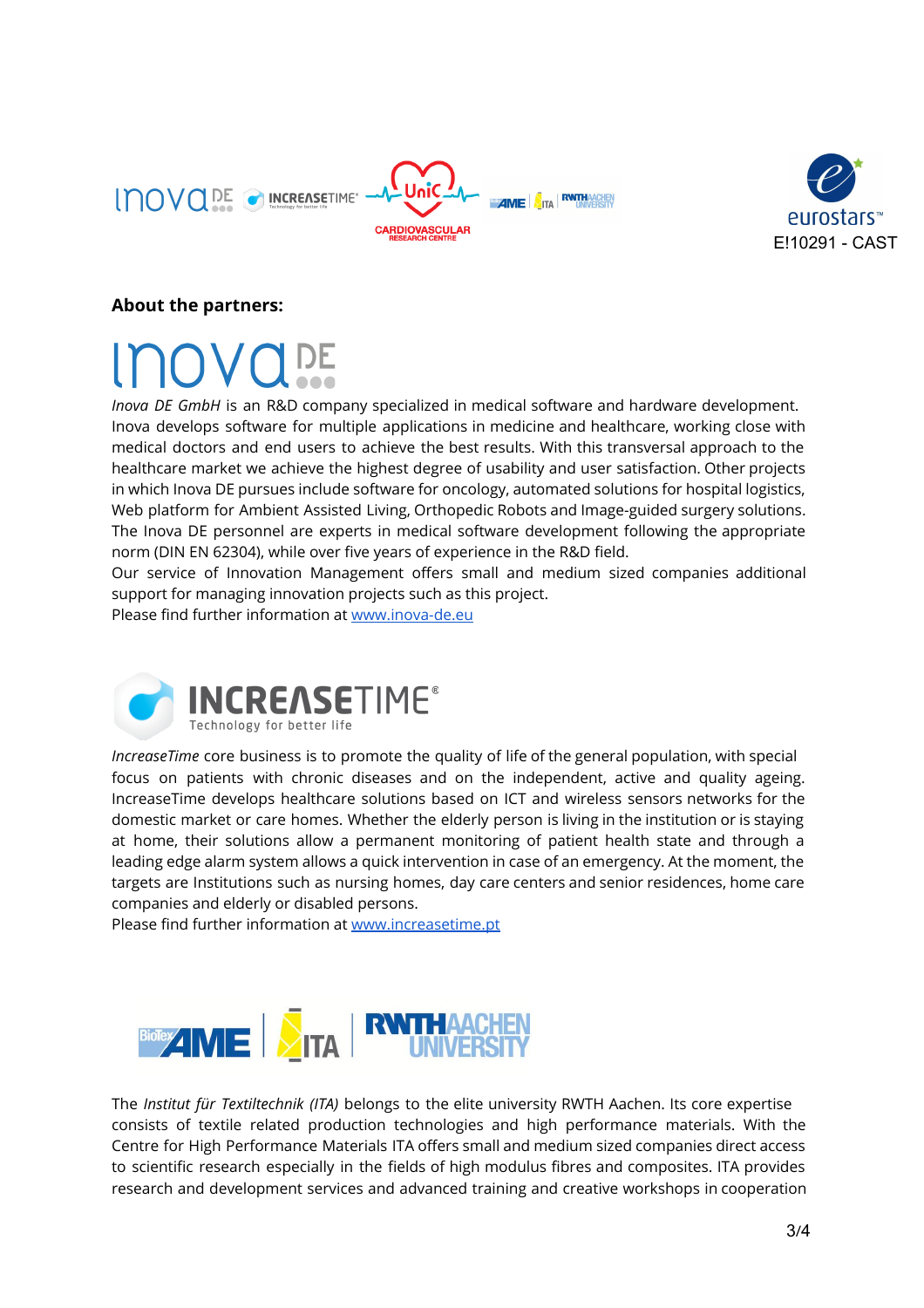E!10291 - CAST

**About the partners:**

*Inova DE GmbH* is an R&D company specialized in medical software and hardware development. Inova develops software for multiple applications in medicine and healthcare, working close with medical doctors and end users to achieve the best results. With this transversal approach to the healthcare market we achieve the highest degree of usability and user satisfaction. Other projects in which Inova DE pursues include software for oncology, automated solutions for hospital logistics, Web platform for Ambient Assisted Living, Orthopedic Robots and Image-guided surgery solutions. The Inova DE personnel are experts in medical software development following the appropriate norm (DIN EN 62304), while over five years of experience in the R&D field.

Our service of Innovation Management offers small and medium sized companies additional support for managing innovation projects such as this project.

Please find further information at [www.inova-de.eu](http://www.inova-de.eu)

*IncreaseTime* core business is to promote the quality of life of the general population, with special focus on patients with chronic diseases and on the independent, active and quality ageing. IncreaseTime develops healthcare solutions based on ICT and wireless sensors networks for the domestic market or care homes. Whether the elderly person is living in the institution or is staying at home, their solutions allow a permanent monitoring of patient health state and through a leading edge alarm system allows a quick intervention in case of an emergency. At the moment, the targets are Institutions such as nursing homes, day care centers and senior residences, home care companies and elderly or disabled persons.

Please find further information at [www.increasetime.pt](http://www.increasetime.pt)

The *Institut für Textiltechnik (ITA)* belongs to the elite university RWTH Aachen. Its core expertise consists of textile related production technologies and high performance materials. With the Centre for High Performance Materials ITA offers small and medium sized companies direct access to scientific research especially in the fields of high modulus fibres and composites. ITA provides research and development services and advanced training and creative workshops in cooperation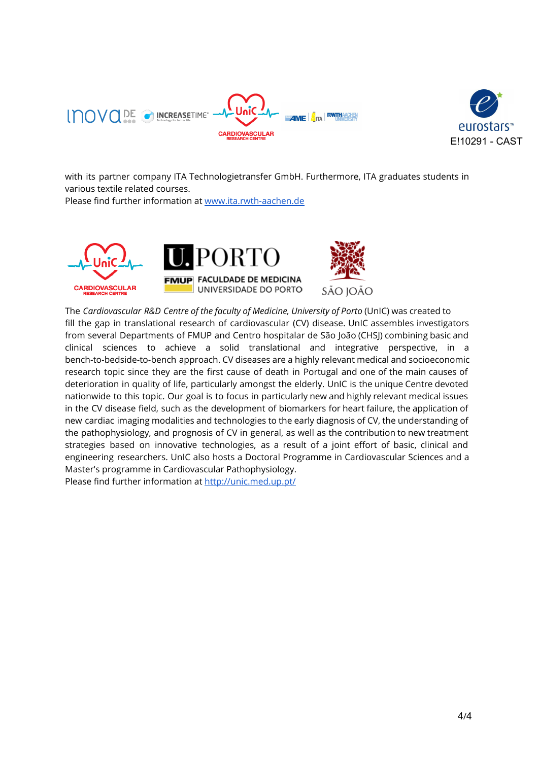with its partner company ITA Technologietransfer GmbH. Furthermore, ITA graduates students in various textile related courses.
Please find further information at [www.ita.rwth-aachen.de](http://www.ita.rwth-aachen.de)

The *Cardiovascular R&D Centre of the faculty of Medicine, University of Porto* (UnIC) was created to fill the gap in translational research of cardiovascular (CV) disease. UnIC assembles investigators from several Departments of FMUP and Centro hospitalar de São João (CHSJ) combining basic and clinical sciences to achieve a solid translational and integrative perspective, in a bench-to-bedside-to-bench approach. CV diseases are a highly relevant medical and socioeconomic research topic since they are the first cause of death in Portugal and one of the main causes of deterioration in quality of life, particularly amongst the elderly. UnIC is the unique Centre devoted nationwide to this topic. Our goal is to focus in particularly new and highly relevant medical issues in the CV disease field, such as the development of biomarkers for heart failure, the application of new cardiac imaging modalities and technologies to the early diagnosis of CV, the understanding of the pathophysiology, and prognosis of CV in general, as well as the contribution to new treatment strategies based on innovative technologies, as a result of a joint effort of basic, clinical and engineering researchers. UnIC also hosts a Doctoral Programme in Cardiovascular Sciences and a Master's programme in Cardiovascular Pathophysiology.
Please find further information at [http://unic.med.up.pt/](http://unic.med.up.pt/)